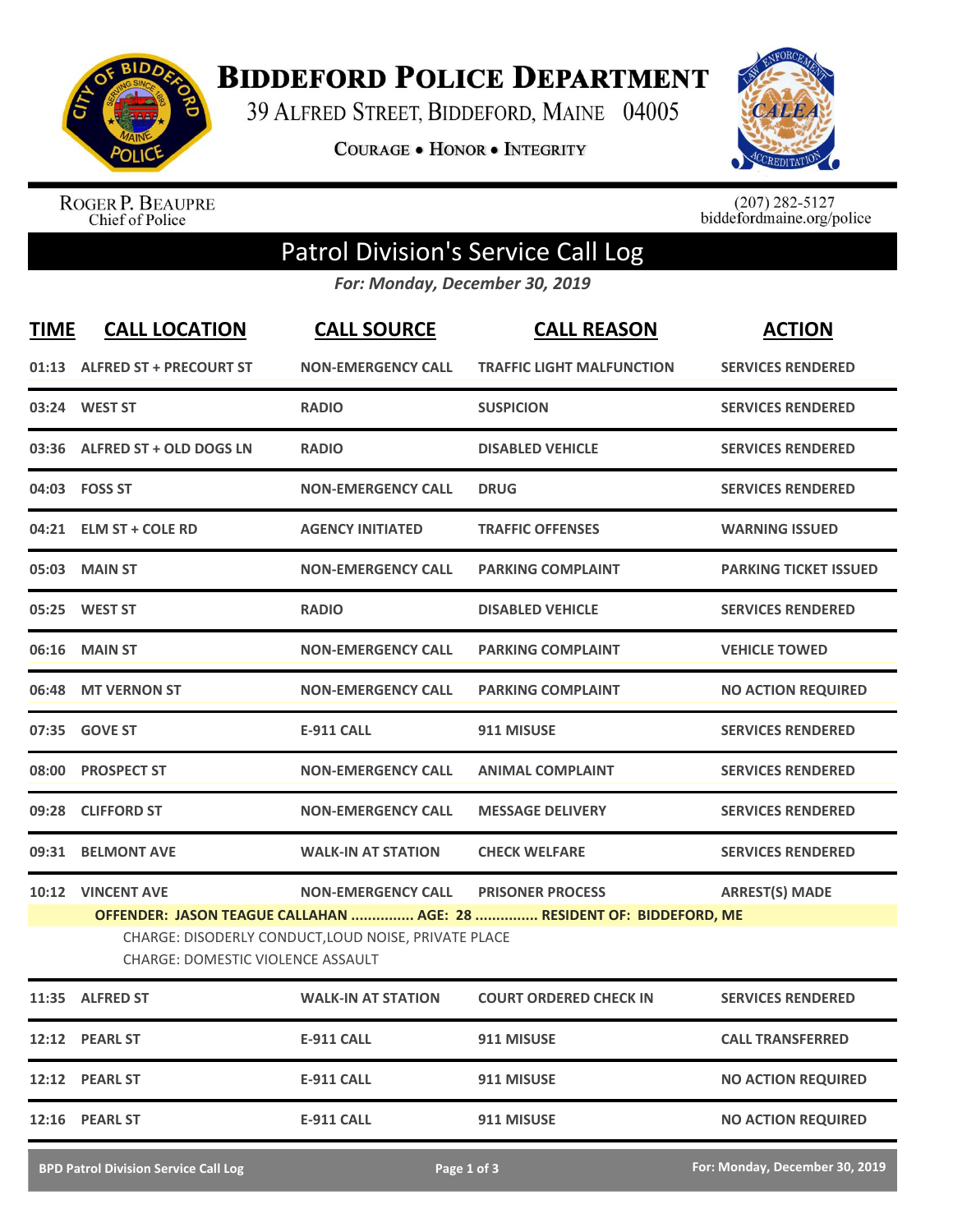# Biddeford Police Department

39 Alfred Street, Biddeford, Maine 04005

Courage • Honor • Integrity

Roger P. Beaupre
Chief of Police

(207) 282-5127
biddefordmaine.org/police

## Patrol Division's Service Call Log

*For: Monday, December 30, 2019*

| TIME | CALL LOCATION | CALL SOURCE | CALL REASON | ACTION |
|---|---|---|---|---|
| 01:13 | ALFRED ST + PRECOURT ST | NON-EMERGENCY CALL | TRAFFIC LIGHT MALFUNCTION | SERVICES RENDERED |
| 03:24 | WEST ST | RADIO | SUSPICION | SERVICES RENDERED |
| 03:36 | ALFRED ST + OLD DOGS LN | RADIO | DISABLED VEHICLE | SERVICES RENDERED |
| 04:03 | FOSS ST | NON-EMERGENCY CALL | DRUG | SERVICES RENDERED |
| 04:21 | ELM ST + COLE RD | AGENCY INITIATED | TRAFFIC OFFENSES | WARNING ISSUED |
| 05:03 | MAIN ST | NON-EMERGENCY CALL | PARKING COMPLAINT | PARKING TICKET ISSUED |
| 05:25 | WEST ST | RADIO | DISABLED VEHICLE | SERVICES RENDERED |
| 06:16 | MAIN ST | NON-EMERGENCY CALL | PARKING COMPLAINT | VEHICLE TOWED |
| 06:48 | MT VERNON ST | NON-EMERGENCY CALL | PARKING COMPLAINT | NO ACTION REQUIRED |
| 07:35 | GOVE ST | E-911 CALL | 911 MISUSE | SERVICES RENDERED |
| 08:00 | PROSPECT ST | NON-EMERGENCY CALL | ANIMAL COMPLAINT | SERVICES RENDERED |
| 09:28 | CLIFFORD ST | NON-EMERGENCY CALL | MESSAGE DELIVERY | SERVICES RENDERED |
| 09:31 | BELMONT AVE | WALK-IN AT STATION | CHECK WELFARE | SERVICES RENDERED |
| 10:12 | VINCENT AVE | NON-EMERGENCY CALL | PRISONER PROCESS | ARREST(S) MADE |
| | **OFFENDER: JASON TEAGUE CALLAHAN ............... AGE: 28 ............... RESIDENT OF: BIDDEFORD, ME**<br>CHARGE: DISODERLY CONDUCT,LOUD NOISE, PRIVATE PLACE<br>CHARGE: DOMESTIC VIOLENCE ASSAULT | | | |
| 11:35 | ALFRED ST | WALK-IN AT STATION | COURT ORDERED CHECK IN | SERVICES RENDERED |
| 12:12 | PEARL ST | E-911 CALL | 911 MISUSE | CALL TRANSFERRED |
| 12:12 | PEARL ST | E-911 CALL | 911 MISUSE | NO ACTION REQUIRED |
| 12:16 | PEARL ST | E-911 CALL | 911 MISUSE | NO ACTION REQUIRED |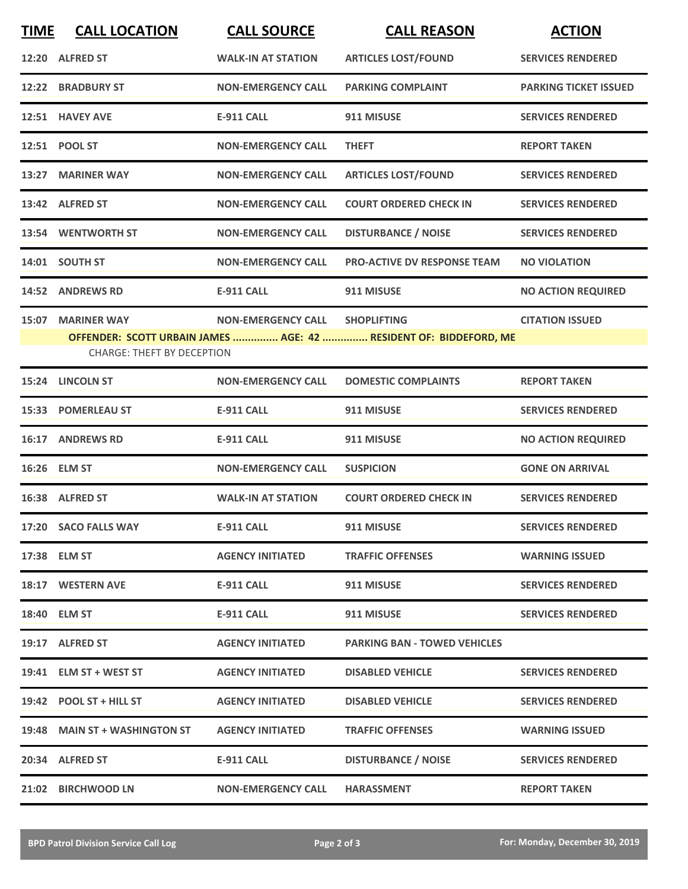| TIME | CALL LOCATION | CALL SOURCE | CALL REASON | ACTION |
|---|---|---|---|---|
| 12:20 | ALFRED ST | WALK-IN AT STATION | ARTICLES LOST/FOUND | SERVICES RENDERED |
| 12:22 | BRADBURY ST | NON-EMERGENCY CALL | PARKING COMPLAINT | PARKING TICKET ISSUED |
| 12:51 | HAVEY AVE | E-911 CALL | 911 MISUSE | SERVICES RENDERED |
| 12:51 | POOL ST | NON-EMERGENCY CALL | THEFT | REPORT TAKEN |
| 13:27 | MARINER WAY | NON-EMERGENCY CALL | ARTICLES LOST/FOUND | SERVICES RENDERED |
| 13:42 | ALFRED ST | NON-EMERGENCY CALL | COURT ORDERED CHECK IN | SERVICES RENDERED |
| 13:54 | WENTWORTH ST | NON-EMERGENCY CALL | DISTURBANCE / NOISE | SERVICES RENDERED |
| 14:01 | SOUTH ST | NON-EMERGENCY CALL | PRO-ACTIVE DV RESPONSE TEAM | NO VIOLATION |
| 14:52 | ANDREWS RD | E-911 CALL | 911 MISUSE | NO ACTION REQUIRED |
| 15:07 | MARINER WAY | NON-EMERGENCY CALL | SHOPLIFTING | CITATION ISSUED |
| | OFFENDER: SCOTT URBAIN JAMES ............... AGE: 42 ............... RESIDENT OF: BIDDEFORD, ME | | | |
| | CHARGE: THEFT BY DECEPTION | | | |
| 15:24 | LINCOLN ST | NON-EMERGENCY CALL | DOMESTIC COMPLAINTS | REPORT TAKEN |
| 15:33 | POMERLEAU ST | E-911 CALL | 911 MISUSE | SERVICES RENDERED |
| 16:17 | ANDREWS RD | E-911 CALL | 911 MISUSE | NO ACTION REQUIRED |
| 16:26 | ELM ST | NON-EMERGENCY CALL | SUSPICION | GONE ON ARRIVAL |
| 16:38 | ALFRED ST | WALK-IN AT STATION | COURT ORDERED CHECK IN | SERVICES RENDERED |
| 17:20 | SACO FALLS WAY | E-911 CALL | 911 MISUSE | SERVICES RENDERED |
| 17:38 | ELM ST | AGENCY INITIATED | TRAFFIC OFFENSES | WARNING ISSUED |
| 18:17 | WESTERN AVE | E-911 CALL | 911 MISUSE | SERVICES RENDERED |
| 18:40 | ELM ST | E-911 CALL | 911 MISUSE | SERVICES RENDERED |
| 19:17 | ALFRED ST | AGENCY INITIATED | PARKING BAN - TOWED VEHICLES | |
| 19:41 | ELM ST + WEST ST | AGENCY INITIATED | DISABLED VEHICLE | SERVICES RENDERED |
| 19:42 | POOL ST + HILL ST | AGENCY INITIATED | DISABLED VEHICLE | SERVICES RENDERED |
| 19:48 | MAIN ST + WASHINGTON ST | AGENCY INITIATED | TRAFFIC OFFENSES | WARNING ISSUED |
| 20:34 | ALFRED ST | E-911 CALL | DISTURBANCE / NOISE | SERVICES RENDERED |
| 21:02 | BIRCHWOOD LN | NON-EMERGENCY CALL | HARASSMENT | REPORT TAKEN |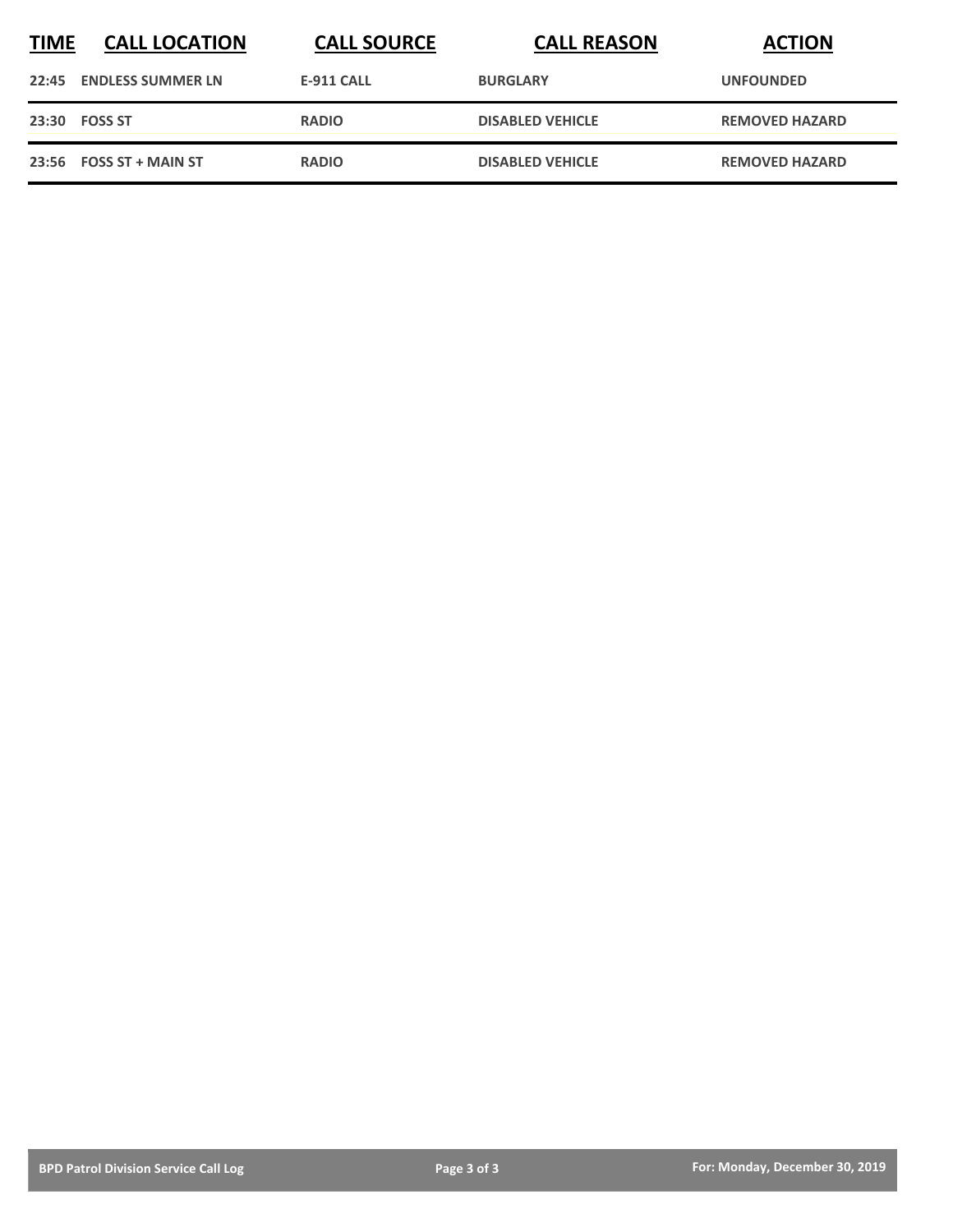| TIME | CALL LOCATION | CALL SOURCE | CALL REASON | ACTION |
| --- | --- | --- | --- | --- |
| 22:45 | ENDLESS SUMMER LN | E-911 CALL | BURGLARY | UNFOUNDED |
| 23:30 | FOSS ST | RADIO | DISABLED VEHICLE | REMOVED HAZARD |
| 23:56 | FOSS ST + MAIN ST | RADIO | DISABLED VEHICLE | REMOVED HAZARD |